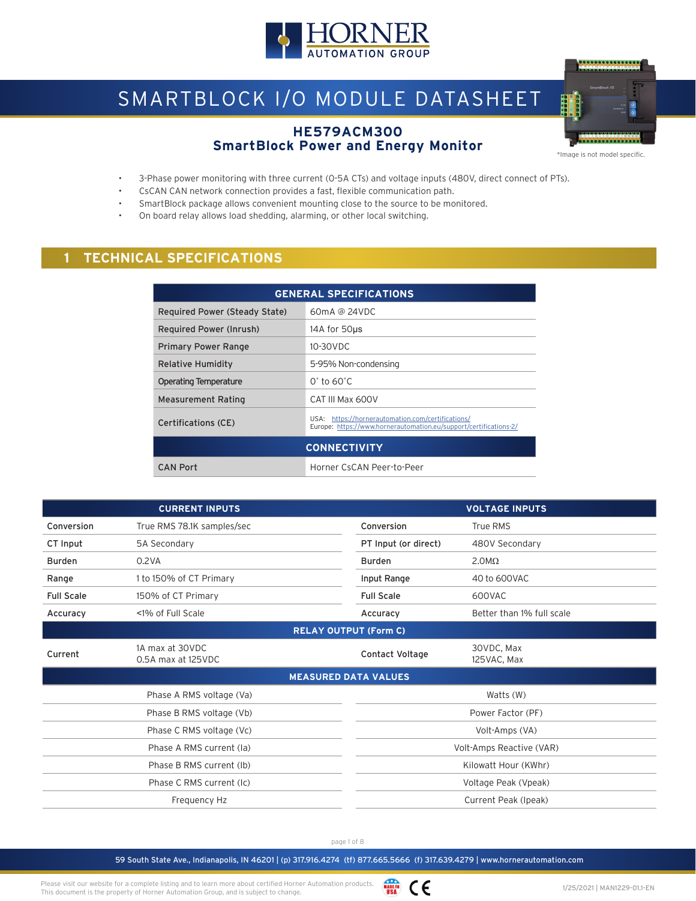# SMARTBLOCK I/O MODULE DATASHEET

## HE579ACM300
## SmartBlock Power and Energy Monitor

*Image is not model specific.

- 3-Phase power monitoring with three current (0-5A CTs) and voltage inputs (480V, direct connect of PTs).
- CsCAN CAN network connection provides a fast, flexible communication path.
- SmartBlock package allows convenient mounting close to the source to be monitored.
- On board relay allows load shedding, alarming, or other local switching.

## 1 TECHNICAL SPECIFICATIONS

| GENERAL SPECIFICATIONS | |
|---|---|
| Required Power (Steady State) | 60mA @ 24VDC |
| Required Power (Inrush) | 14A for 50µs |
| Primary Power Range | 10-30VDC |
| Relative Humidity | 5-95% Non-condensing |
| Operating Temperature | 0° to 60°C |
| Measurement Rating | CAT III Max 600V |
| Certifications (CE) | USA: https://hornerautomation.com/certifications/<br>Europe: https://www.hornerautomation.eu/support/certifications-2/ |
| **CONNECTIVITY** | |
| CAN Port | Horner CsCAN Peer-to-Peer |

| CURRENT INPUTS | | VOLTAGE INPUTS | |
|---|---|---|---|
| Conversion | True RMS 78.1K samples/sec | Conversion | True RMS |
| CT Input | 5A Secondary | PT Input (or direct) | 480V Secondary |
| Burden | 0.2VA | Burden | 2.0MΩ |
| Range | 1 to 150% of CT Primary | Input Range | 40 to 600VAC |
| Full Scale | 150% of CT Primary | Full Scale | 600VAC |
| Accuracy | <1% of Full Scale | Accuracy | Better than 1% full scale |
| **RELAY OUTPUT (Form C)** | | | |
| Current | 1A max at 30VDC<br>0.5A max at 125VDC | Contact Voltage | 30VDC, Max<br>125VAC, Max |

| MEASURED DATA VALUES | |
|---|---|
| Phase A RMS voltage (Va) | Watts (W) |
| Phase B RMS voltage (Vb) | Power Factor (PF) |
| Phase C RMS voltage (Vc) | Volt-Amps (VA) |
| Phase A RMS current (Ia) | Volt-Amps Reactive (VAR) |
| Phase B RMS current (Ib) | Kilowatt Hour (KWhr) |
| Phase C RMS current (Ic) | Voltage Peak (Vpeak) |
| Frequency Hz | Current Peak (Ipeak) |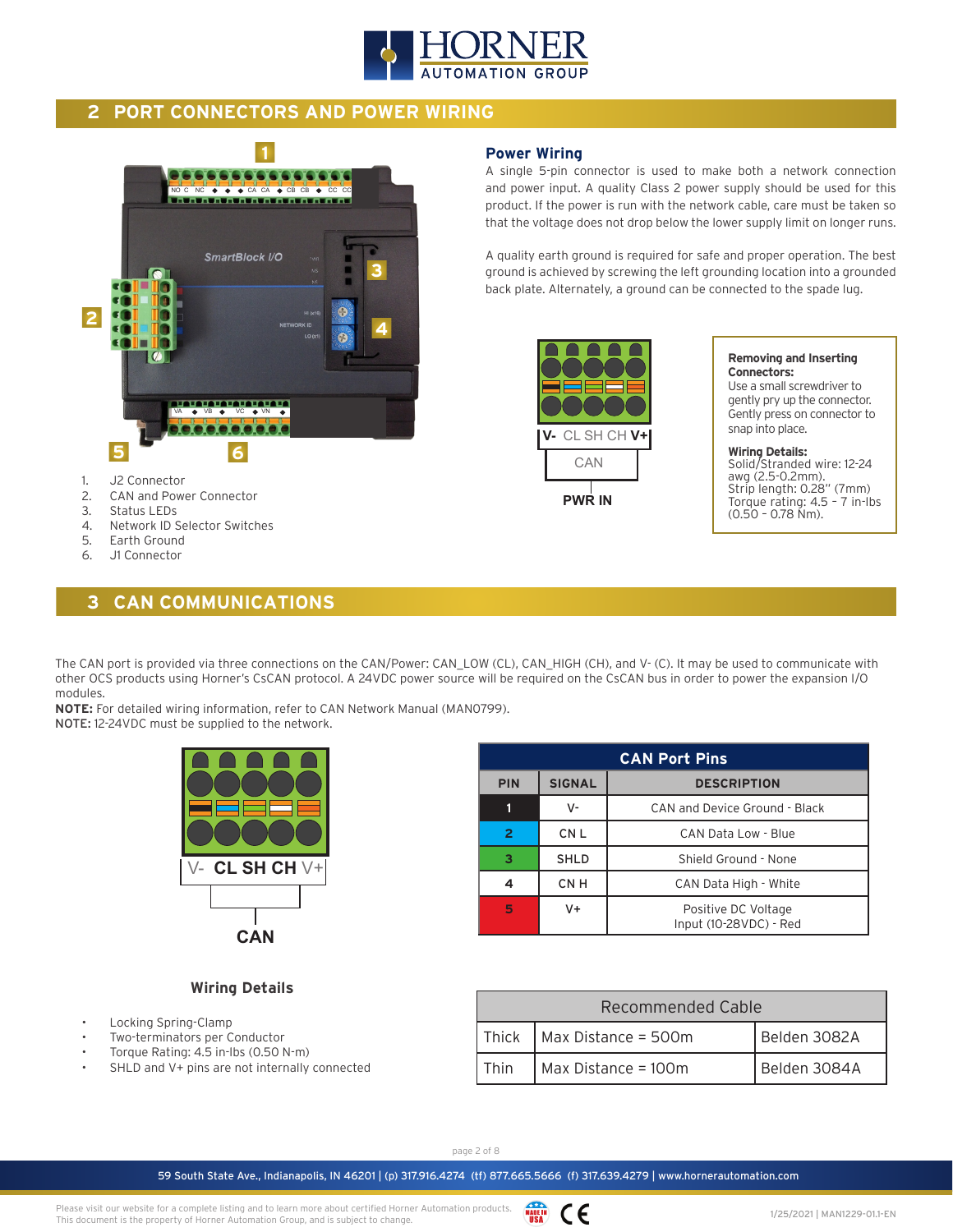## 2 PORT CONNECTORS AND POWER WIRING

1. J2 Connector
2. CAN and Power Connector
3. Status LEDs
4. Network ID Selector Switches
5. Earth Ground
6. J1 Connector

### Power Wiring

A single 5-pin connector is used to make both a network connection and power input. A quality Class 2 power supply should be used for this product. If the power is run with the network cable, care must be taken so that the voltage does not drop below the lower supply limit on longer runs.

A quality earth ground is required for safe and proper operation. The best ground is achieved by screwing the left grounding location into a grounded back plate. Alternately, a ground can be connected to the spade lug.

V- CL SH CH V+

CAN

PWR IN

**Removing and Inserting Connectors:**
Use a small screwdriver to gently pry up the connector. Gently press on connector to snap into place.

**Wiring Details:**
Solid/Stranded wire: 12-24 awg (2.5-0.2mm).
Strip length: 0.28" (7mm)
Torque rating: 4.5 - 7 in-lbs (0.50 - 0.78 Nm).

## 3 CAN COMMUNICATIONS

The CAN port is provided via three connections on the CAN/Power: CAN_LOW (CL), CAN_HIGH (CH), and V- (C). It may be used to communicate with other OCS products using Horner's CsCAN protocol. A 24VDC power source will be required on the CsCAN bus in order to power the expansion I/O modules.

**NOTE:** For detailed wiring information, refer to CAN Network Manual (MAN0799).

**NOTE:** 12-24VDC must be supplied to the network.

V- **CL SH CH** V+

CAN

| CAN Port Pins | | |
|---|---|---|
| **PIN** | **SIGNAL** | **DESCRIPTION** |
| 1 | V- | CAN and Device Ground - Black |
| 2 | CN L | CAN Data Low - Blue |
| 3 | SHLD | Shield Ground - None |
| 4 | CN H | CAN Data High - White |
| 5 | V+ | Positive DC Voltage Input (10-28VDC) - Red |

### Wiring Details

- Locking Spring-Clamp
- Two-terminators per Conductor
- Torque Rating: 4.5 in-lbs (0.50 N-m)
- SHLD and V+ pins are not internally connected

| Recommended Cable | | |
|---|---|---|
| Thick | Max Distance = 500m | Belden 3082A |
| Thin | Max Distance = 100m | Belden 3084A |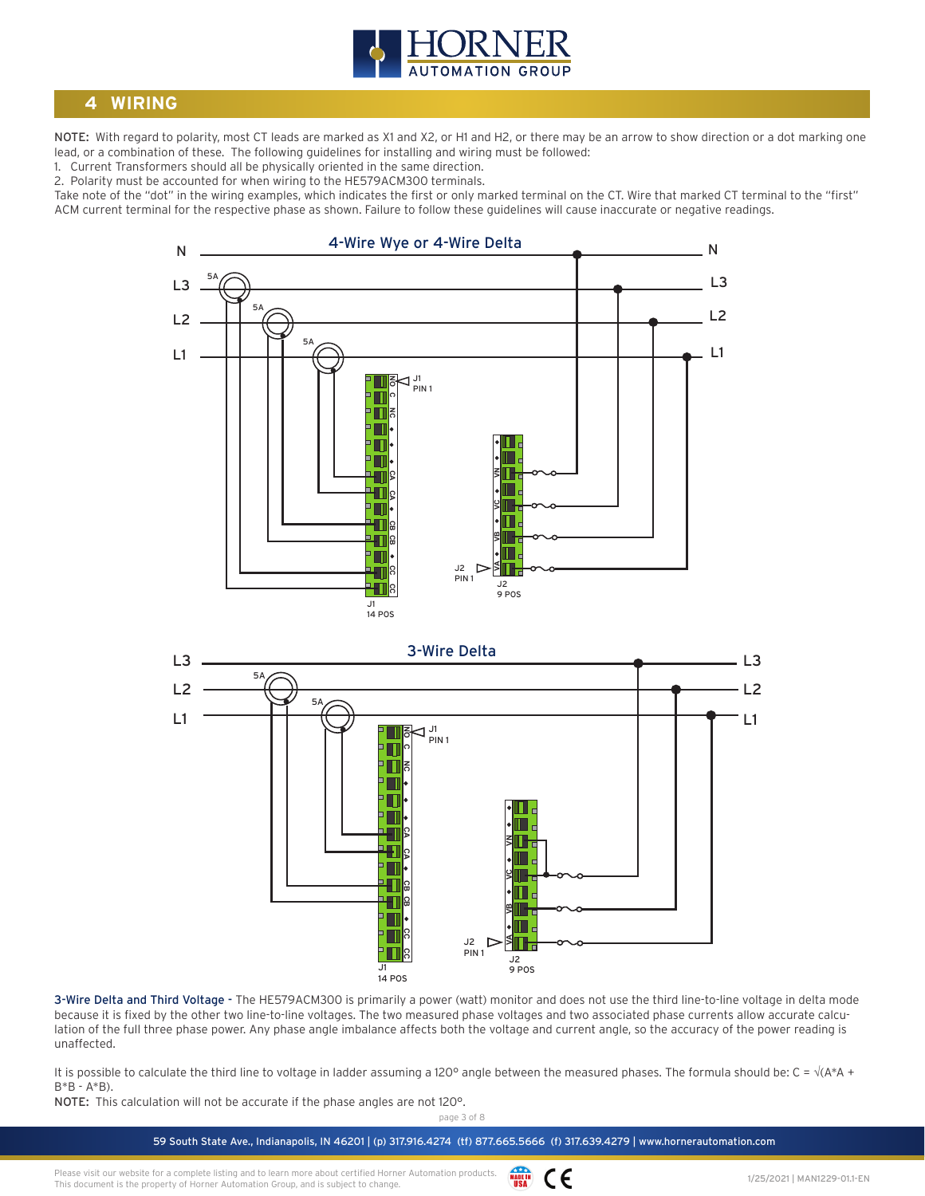# 4 WIRING

NOTE: With regard to polarity, most CT leads are marked as X1 and X2, or H1 and H2, or there may be an arrow to show direction or a dot marking one lead, or a combination of these. The following guidelines for installing and wiring must be followed:

1. Current Transformers should all be physically oriented in the same direction.
2. Polarity must be accounted for when wiring to the HE579ACM300 terminals.

Take note of the "dot" in the wiring examples, which indicates the first or only marked terminal on the CT. Wire that marked CT terminal to the "first" ACM current terminal for the respective phase as shown. Failure to follow these guidelines will cause inaccurate or negative readings.

**4-Wire Wye or 4-Wire Delta**

**3-Wire Delta**

**3-Wire Delta and Third Voltage** - The HE579ACM300 is primarily a power (watt) monitor and does not use the third line-to-line voltage in delta mode because it is fixed by the other two line-to-line voltages. The two measured phase voltages and two associated phase currents allow accurate calculation of the full three phase power. Any phase angle imbalance affects both the voltage and current angle, so the accuracy of the power reading is unaffected.

It is possible to calculate the third line to voltage in ladder assuming a 120° angle between the measured phases. The formula should be: $C = \sqrt{A*A + B*B - A*B}$.

NOTE: This calculation will not be accurate if the phase angles are not 120°.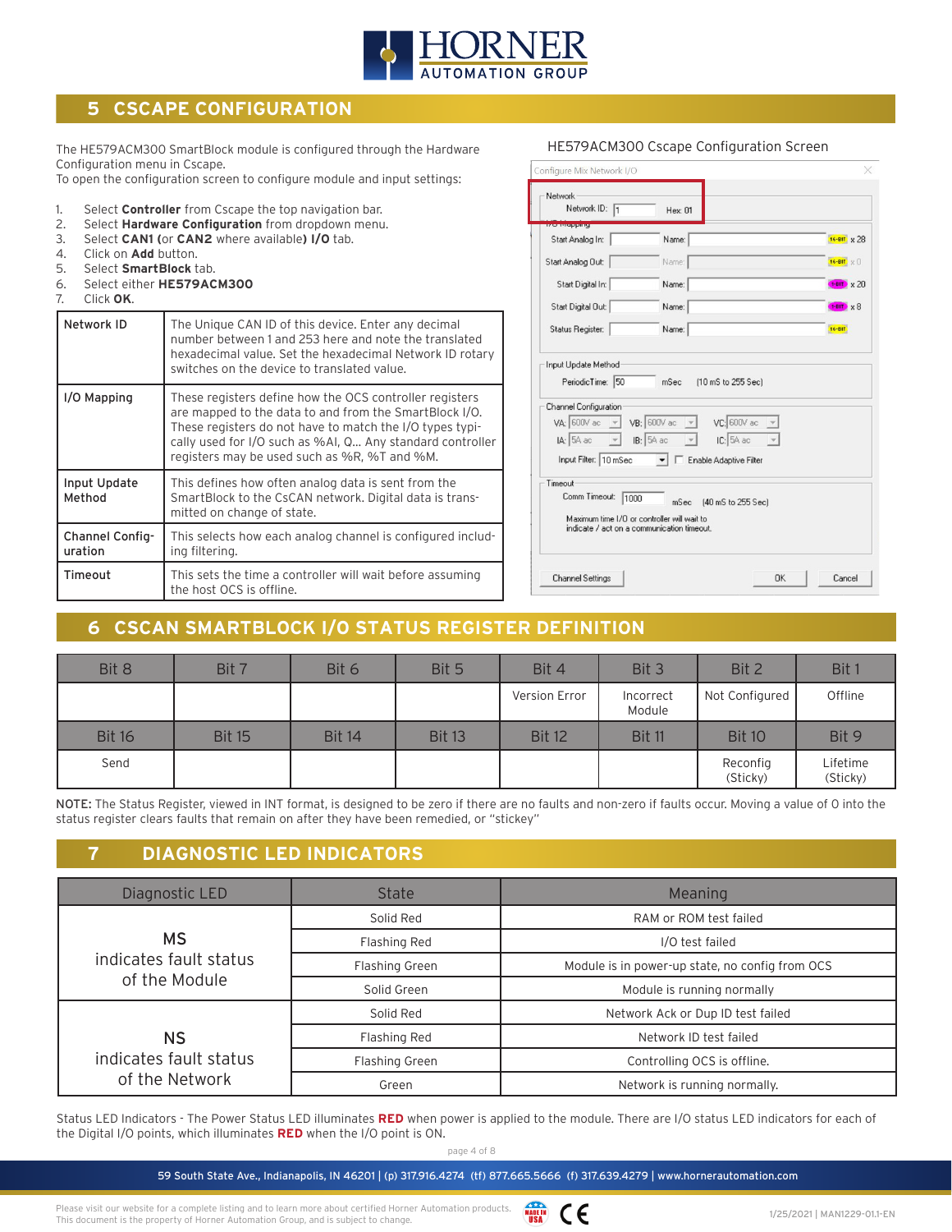## 5 CSCAPE CONFIGURATION

The HE579ACM300 SmartBlock module is configured through the Hardware Configuration menu in Cscape.
To open the configuration screen to configure module and input settings:

1. Select **Controller** from Cscape the top navigation bar.
2. Select **Hardware Configuration** from dropdown menu.
3. Select **CAN1** (or **CAN2** where available) **I/O** tab.
4. Click on **Add** button.
5. Select **SmartBlock** tab.
6. Select either **HE579ACM300**
7. Click **OK**.

| | |
|---|---|
| Network ID | The Unique CAN ID of this device. Enter any decimal number between 1 and 253 here and note the translated hexadecimal value. Set the hexadecimal Network ID rotary switches on the device to translated value. |
| I/O Mapping | These registers define how the OCS controller registers are mapped to the data to and from the SmartBlock I/O. These registers do not have to match the I/O types typically used for I/O such as %AI, Q... Any standard controller registers may be used such as %R, %T and %M. |
| Input Update Method | This defines how often analog data is sent from the SmartBlock to the CsCAN network. Digital data is transmitted on change of state. |
| Channel Configuration | This selects how each analog channel is configured including filtering. |
| Timeout | This sets the time a controller will wait before assuming the host OCS is offline. |

HE579ACM300 Cscape Configuration Screen

## 6 CSCAN SMARTBLOCK I/O STATUS REGISTER DEFINITION

| Bit 8 | Bit 7 | Bit 6 | Bit 5 | Bit 4 | Bit 3 | Bit 2 | Bit 1 |
|---|---|---|---|---|---|---|---|
| | | | | Version Error | Incorrect Module | Not Configured | Offline |
| **Bit 16** | **Bit 15** | **Bit 14** | **Bit 13** | **Bit 12** | **Bit 11** | **Bit 10** | **Bit 9** |
| Send | | | | | | Reconfig (Sticky) | Lifetime (Sticky) |

**NOTE:** The Status Register, viewed in INT format, is designed to be zero if there are no faults and non-zero if faults occur. Moving a value of 0 into the status register clears faults that remain on after they have been remedied, or "stickey"

## 7 DIAGNOSTIC LED INDICATORS

| Diagnostic LED | State | Meaning |
|---|---|---|
| MS indicates fault status of the Module | Solid Red | RAM or ROM test failed |
| | Flashing Red | I/O test failed |
| | Flashing Green | Module is in power-up state, no config from OCS |
| | Solid Green | Module is running normally |
| NS indicates fault status of the Network | Solid Red | Network Ack or Dup ID test failed |
| | Flashing Red | Network ID test failed |
| | Flashing Green | Controlling OCS is offline. |
| | Green | Network is running normally. |

Status LED Indicators - The Power Status LED illuminates **RED** when power is applied to the module. There are I/O status LED indicators for each of the Digital I/O points, which illuminates **RED** when the I/O point is ON.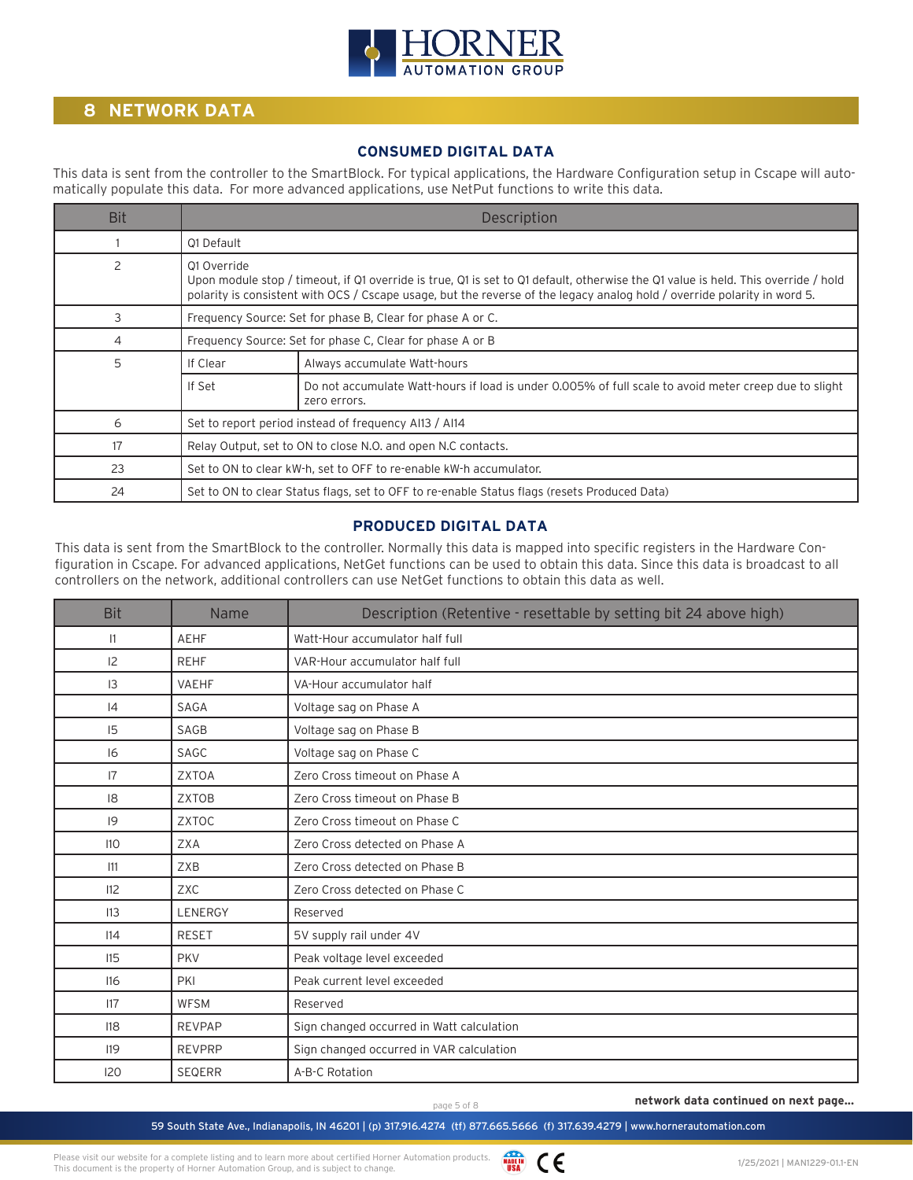## 8 NETWORK DATA

### CONSUMED DIGITAL DATA

This data is sent from the controller to the SmartBlock. For typical applications, the Hardware Configuration setup in Cscape will automatically populate this data. For more advanced applications, use NetPut functions to write this data.

| Bit | Description | |
|---|---|---|
| 1 | Q1 Default | |
| 2 | Q1 Override<br>Upon module stop / timeout, if Q1 override is true, Q1 is set to Q1 default, otherwise the Q1 value is held. This override / hold polarity is consistent with OCS / Cscape usage, but the reverse of the legacy analog hold / override polarity in word 5. | |
| 3 | Frequency Source: Set for phase B, Clear for phase A or C. | |
| 4 | Frequency Source: Set for phase C, Clear for phase A or B | |
| 5 | If Clear | Always accumulate Watt-hours |
| | If Set | Do not accumulate Watt-hours if load is under 0.005% of full scale to avoid meter creep due to slight zero errors. |
| 6 | Set to report period instead of frequency AI13 / AI14 | |
| 17 | Relay Output, set to ON to close N.O. and open N.C contacts. | |
| 23 | Set to ON to clear kW-h, set to OFF to re-enable kW-h accumulator. | |
| 24 | Set to ON to clear Status flags, set to OFF to re-enable Status flags (resets Produced Data) | |

### PRODUCED DIGITAL DATA

This data is sent from the SmartBlock to the controller. Normally this data is mapped into specific registers in the Hardware Configuration in Cscape. For advanced applications, NetGet functions can be used to obtain this data. Since this data is broadcast to all controllers on the network, additional controllers can use NetGet functions to obtain this data as well.

| Bit | Name | Description (Retentive - resettable by setting bit 24 above high) |
|---|---|---|
| I1 | AEHF | Watt-Hour accumulator half full |
| I2 | REHF | VAR-Hour accumulator half full |
| I3 | VAEHF | VA-Hour accumulator half |
| I4 | SAGA | Voltage sag on Phase A |
| I5 | SAGB | Voltage sag on Phase B |
| I6 | SAGC | Voltage sag on Phase C |
| I7 | ZXTOA | Zero Cross timeout on Phase A |
| I8 | ZXTOB | Zero Cross timeout on Phase B |
| I9 | ZXTOC | Zero Cross timeout on Phase C |
| I10 | ZXA | Zero Cross detected on Phase A |
| I11 | ZXB | Zero Cross detected on Phase B |
| I12 | ZXC | Zero Cross detected on Phase C |
| I13 | LENERGY | Reserved |
| I14 | RESET | 5V supply rail under 4V |
| I15 | PKV | Peak voltage level exceeded |
| I16 | PKI | Peak current level exceeded |
| I17 | WFSM | Reserved |
| I18 | REVPAP | Sign changed occurred in Watt calculation |
| I19 | REVPRP | Sign changed occurred in VAR calculation |
| I20 | SEQERR | A-B-C Rotation |

**network data continued on next page...**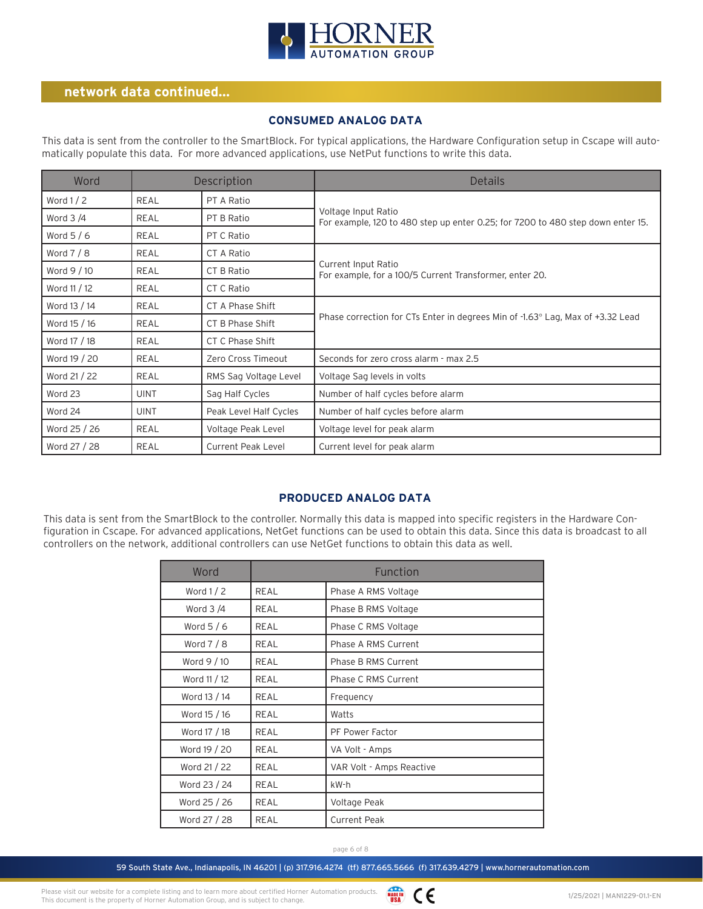## network data continued...

### CONSUMED ANALOG DATA

This data is sent from the controller to the SmartBlock. For typical applications, the Hardware Configuration setup in Cscape will automatically populate this data. For more advanced applications, use NetPut functions to write this data.

| Word | Description | | Details |
|---|---|---|---|
| Word 1 / 2 | REAL | PT A Ratio | Voltage Input Ratio<br>For example, 120 to 480 step up enter 0.25; for 7200 to 480 step down enter 15. |
| Word 3 /4 | REAL | PT B Ratio | |
| Word 5 / 6 | REAL | PT C Ratio | |
| Word 7 / 8 | REAL | CT A Ratio | Current Input Ratio<br>For example, for a 100/5 Current Transformer, enter 20. |
| Word 9 / 10 | REAL | CT B Ratio | |
| Word 11 / 12 | REAL | CT C Ratio | |
| Word 13 / 14 | REAL | CT A Phase Shift | Phase correction for CTs Enter in degrees Min of -1.63° Lag, Max of +3.32 Lead |
| Word 15 / 16 | REAL | CT B Phase Shift | |
| Word 17 / 18 | REAL | CT C Phase Shift | |
| Word 19 / 20 | REAL | Zero Cross Timeout | Seconds for zero cross alarm - max 2.5 |
| Word 21 / 22 | REAL | RMS Sag Voltage Level | Voltage Sag levels in volts |
| Word 23 | UINT | Sag Half Cycles | Number of half cycles before alarm |
| Word 24 | UINT | Peak Level Half Cycles | Number of half cycles before alarm |
| Word 25 / 26 | REAL | Voltage Peak Level | Voltage level for peak alarm |
| Word 27 / 28 | REAL | Current Peak Level | Current level for peak alarm |

### PRODUCED ANALOG DATA

This data is sent from the SmartBlock to the controller. Normally this data is mapped into specific registers in the Hardware Configuration in Cscape. For advanced applications, NetGet functions can be used to obtain this data. Since this data is broadcast to all controllers on the network, additional controllers can use NetGet functions to obtain this data as well.

| Word | Function | |
|---|---|---|
| Word 1 / 2 | REAL | Phase A RMS Voltage |
| Word 3 /4 | REAL | Phase B RMS Voltage |
| Word 5 / 6 | REAL | Phase C RMS Voltage |
| Word 7 / 8 | REAL | Phase A RMS Current |
| Word 9 / 10 | REAL | Phase B RMS Current |
| Word 11 / 12 | REAL | Phase C RMS Current |
| Word 13 / 14 | REAL | Frequency |
| Word 15 / 16 | REAL | Watts |
| Word 17 / 18 | REAL | PF Power Factor |
| Word 19 / 20 | REAL | VA Volt - Amps |
| Word 21 / 22 | REAL | VAR Volt - Amps Reactive |
| Word 23 / 24 | REAL | kW-h |
| Word 25 / 26 | REAL | Voltage Peak |
| Word 27 / 28 | REAL | Current Peak |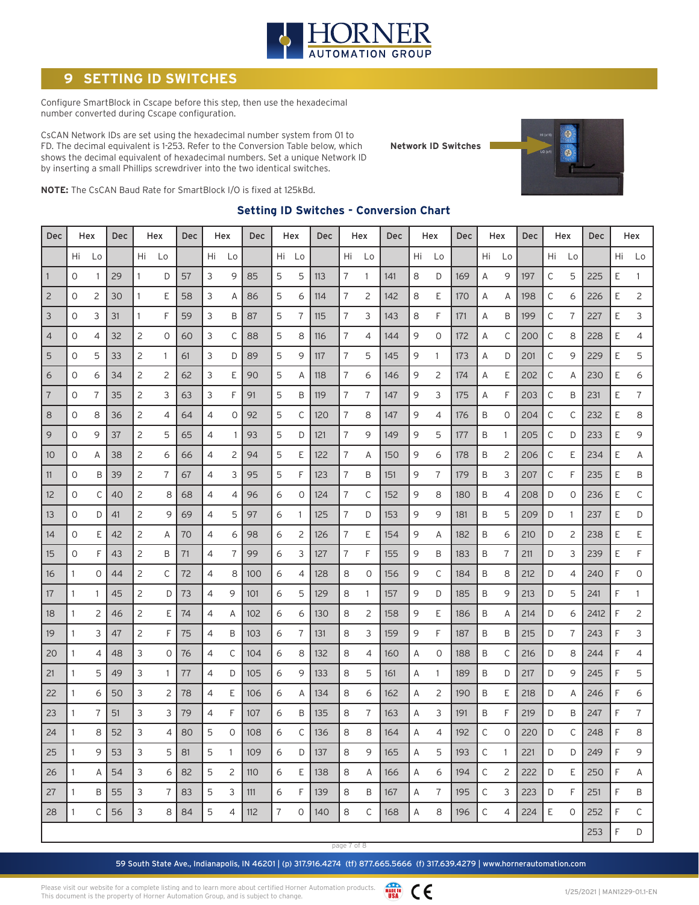## 9 SETTING ID SWITCHES

Configure SmartBlock in Cscape before this step, then use the hexadecimal number converted during Cscape configuration.

CsCAN Network IDs are set using the hexadecimal number system from 01 to FD. The decimal equivalent is 1-253. Refer to the Conversion Table below, which shows the decimal equivalent of hexadecimal numbers. Set a unique Network ID by inserting a small Phillips screwdriver into the two identical switches.

**Network ID Switches**

**NOTE:** The CsCAN Baud Rate for SmartBlock I/O is fixed at 125kBd.

### Setting ID Switches - Conversion Chart

| Dec | Hex | | Dec | Hex | | Dec | Hex | | Dec | Hex | | Dec | Hex | | Dec | Hex | | Dec | Hex | | Dec | Hex | | Dec | Hex | |
|---|---|---|---|---|---|---|---|---|---|---|---|---|---|---|---|---|---|---|---|---|---|---|---|---|---|---|
| | Hi | Lo | | Hi | Lo | | Hi | Lo | | Hi | Lo | | Hi | Lo | | Hi | Lo | | Hi | Lo | | Hi | Lo | | Hi | Lo |
| 1 | 0 | 1 | 29 | 1 | D | 57 | 3 | 9 | 85 | 5 | 5 | 113 | 7 | 1 | 141 | 8 | D | 169 | A | 9 | 197 | C | 5 | 225 | E | 1 |
| 2 | 0 | 2 | 30 | 1 | E | 58 | 3 | A | 86 | 5 | 6 | 114 | 7 | 2 | 142 | 8 | E | 170 | A | A | 198 | C | 6 | 226 | E | 2 |
| 3 | 0 | 3 | 31 | 1 | F | 59 | 3 | B | 87 | 5 | 7 | 115 | 7 | 3 | 143 | 8 | F | 171 | A | B | 199 | C | 7 | 227 | E | 3 |
| 4 | 0 | 4 | 32 | 2 | 0 | 60 | 3 | C | 88 | 5 | 8 | 116 | 7 | 4 | 144 | 9 | 0 | 172 | A | C | 200 | C | 8 | 228 | E | 4 |
| 5 | 0 | 5 | 33 | 2 | 1 | 61 | 3 | D | 89 | 5 | 9 | 117 | 7 | 5 | 145 | 9 | 1 | 173 | A | D | 201 | C | 9 | 229 | E | 5 |
| 6 | 0 | 6 | 34 | 2 | 2 | 62 | 3 | E | 90 | 5 | A | 118 | 7 | 6 | 146 | 9 | 2 | 174 | A | E | 202 | C | A | 230 | E | 6 |
| 7 | 0 | 7 | 35 | 2 | 3 | 63 | 3 | F | 91 | 5 | B | 119 | 7 | 7 | 147 | 9 | 3 | 175 | A | F | 203 | C | B | 231 | E | 7 |
| 8 | 0 | 8 | 36 | 2 | 4 | 64 | 4 | 0 | 92 | 5 | C | 120 | 7 | 8 | 147 | 9 | 4 | 176 | B | 0 | 204 | C | C | 232 | E | 8 |
| 9 | 0 | 9 | 37 | 2 | 5 | 65 | 4 | 1 | 93 | 5 | D | 121 | 7 | 9 | 149 | 9 | 5 | 177 | B | 1 | 205 | C | D | 233 | E | 9 |
| 10 | 0 | A | 38 | 2 | 6 | 66 | 4 | 2 | 94 | 5 | E | 122 | 7 | A | 150 | 9 | 6 | 178 | B | 2 | 206 | C | E | 234 | E | A |
| 11 | 0 | B | 39 | 2 | 7 | 67 | 4 | 3 | 95 | 5 | F | 123 | 7 | B | 151 | 9 | 7 | 179 | B | 3 | 207 | C | F | 235 | E | B |
| 12 | 0 | C | 40 | 2 | 8 | 68 | 4 | 4 | 96 | 6 | 0 | 124 | 7 | C | 152 | 9 | 8 | 180 | B | 4 | 208 | D | 0 | 236 | E | C |
| 13 | 0 | D | 41 | 2 | 9 | 69 | 4 | 5 | 97 | 6 | 1 | 125 | 7 | D | 153 | 9 | 9 | 181 | B | 5 | 209 | D | 1 | 237 | E | D |
| 14 | 0 | E | 42 | 2 | A | 70 | 4 | 6 | 98 | 6 | 2 | 126 | 7 | E | 154 | 9 | A | 182 | B | 6 | 210 | D | 2 | 238 | E | E |
| 15 | 0 | F | 43 | 2 | B | 71 | 4 | 7 | 99 | 6 | 3 | 127 | 7 | F | 155 | 9 | B | 183 | B | 7 | 211 | D | 3 | 239 | E | F |
| 16 | 1 | 0 | 44 | 2 | C | 72 | 4 | 8 | 100 | 6 | 4 | 128 | 8 | 0 | 156 | 9 | C | 184 | B | 8 | 212 | D | 4 | 240 | F | 0 |
| 17 | 1 | 1 | 45 | 2 | D | 73 | 4 | 9 | 101 | 6 | 5 | 129 | 8 | 1 | 157 | 9 | D | 185 | B | 9 | 213 | D | 5 | 241 | F | 1 |
| 18 | 1 | 2 | 46 | 2 | E | 74 | 4 | A | 102 | 6 | 6 | 130 | 8 | 2 | 158 | 9 | E | 186 | B | A | 214 | D | 6 | 2412 | F | 2 |
| 19 | 1 | 3 | 47 | 2 | F | 75 | 4 | B | 103 | 6 | 7 | 131 | 8 | 3 | 159 | 9 | F | 187 | B | B | 215 | D | 7 | 243 | F | 3 |
| 20 | 1 | 4 | 48 | 3 | 0 | 76 | 4 | C | 104 | 6 | 8 | 132 | 8 | 4 | 160 | A | 0 | 188 | B | C | 216 | D | 8 | 244 | F | 4 |
| 21 | 1 | 5 | 49 | 3 | 1 | 77 | 4 | D | 105 | 6 | 9 | 133 | 8 | 5 | 161 | A | 1 | 189 | B | D | 217 | D | 9 | 245 | F | 5 |
| 22 | 1 | 6 | 50 | 3 | 2 | 78 | 4 | E | 106 | 6 | A | 134 | 8 | 6 | 162 | A | 2 | 190 | B | E | 218 | D | A | 246 | F | 6 |
| 23 | 1 | 7 | 51 | 3 | 3 | 79 | 4 | F | 107 | 6 | B | 135 | 8 | 7 | 163 | A | 3 | 191 | B | F | 219 | D | B | 247 | F | 7 |
| 24 | 1 | 8 | 52 | 3 | 4 | 80 | 5 | 0 | 108 | 6 | C | 136 | 8 | 8 | 164 | A | 4 | 192 | C | 0 | 220 | D | C | 248 | F | 8 |
| 25 | 1 | 9 | 53 | 3 | 5 | 81 | 5 | 1 | 109 | 6 | D | 137 | 8 | 9 | 165 | A | 5 | 193 | C | 1 | 221 | D | D | 249 | F | 9 |
| 26 | 1 | A | 54 | 3 | 6 | 82 | 5 | 2 | 110 | 6 | E | 138 | 8 | A | 166 | A | 6 | 194 | C | 2 | 222 | D | E | 250 | F | A |
| 27 | 1 | B | 55 | 3 | 7 | 83 | 5 | 3 | 111 | 6 | F | 139 | 8 | B | 167 | A | 7 | 195 | C | 3 | 223 | D | F | 251 | F | B |
| 28 | 1 | C | 56 | 3 | 8 | 84 | 5 | 4 | 112 | 7 | 0 | 140 | 8 | C | 168 | A | 8 | 196 | C | 4 | 224 | E | 0 | 252 | F | C |
| | | | | | | | | | | | | | | | | | | | | | | | | 253 | F | D |

59 South State Ave., Indianapolis, IN 46201 | (p) 317.916.4274 (tf) 877.665.5666 (f) 317.639.4279 | www.hornerautomation.com

Please visit our website for a complete listing and to learn more about certified Horner Automation products.
This document is the property of Horner Automation Group, and is subject to change.

1/25/2021 | MAN1229-01.1-EN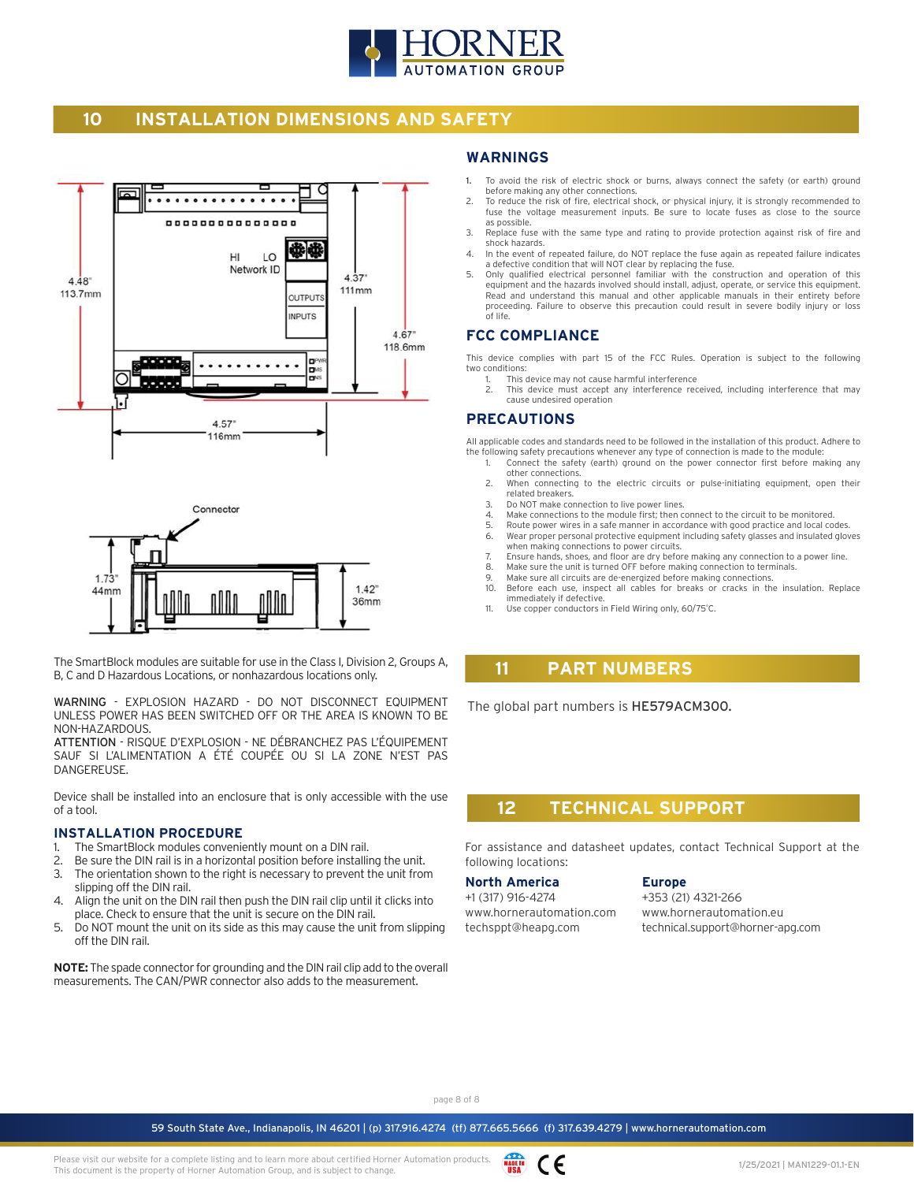## 10 INSTALLATION DIMENSIONS AND SAFETY

4.48"
113.7mm

HI LO
Network ID

OUTPUTS
INPUTS

4.37"
111mm

4.67"
118.6mm

4.57"
116mm

Connector

1.73"
44mm

1.42"
36mm

The SmartBlock modules are suitable for use in the Class I, Division 2, Groups A, B, C and D Hazardous Locations, or nonhazardous locations only.

WARNING - EXPLOSION HAZARD - DO NOT DISCONNECT EQUIPMENT UNLESS POWER HAS BEEN SWITCHED OFF OR THE AREA IS KNOWN TO BE NON-HAZARDOUS.
ATTENTION - RISQUE D'EXPLOSION - NE DÉBRANCHEZ PAS L'ÉQUIPEMENT SAUF SI L'ALIMENTATION A ÉTÉ COUPÉE OU SI LA ZONE N'EST PAS DANGEREUSE.

Device shall be installed into an enclosure that is only accessible with the use of a tool.

### INSTALLATION PROCEDURE

1. The SmartBlock modules conveniently mount on a DIN rail.
2. Be sure the DIN rail is in a horizontal position before installing the unit.
3. The orientation shown to the right is necessary to prevent the unit from slipping off the DIN rail.
4. Align the unit on the DIN rail then push the DIN rail clip until it clicks into place. Check to ensure that the unit is secure on the DIN rail.
5. Do NOT mount the unit on its side as this may cause the unit from slipping off the DIN rail.

**NOTE:** The spade connector for grounding and the DIN rail clip add to the overall measurements. The CAN/PWR connector also adds to the measurement.

### WARNINGS

1. To avoid the risk of electric shock or burns, always connect the safety (or earth) ground before making any other connections.
2. To reduce the risk of fire, electrical shock, or physical injury, it is strongly recommended to fuse the voltage measurement inputs. Be sure to locate fuses as close to the source as possible.
3. Replace fuse with the same type and rating to provide protection against risk of fire and shock hazards.
4. In the event of repeated failure, do NOT replace the fuse again as repeated failure indicates a defective condition that will NOT clear by replacing the fuse.
5. Only qualified electrical personnel familiar with the construction and operation of this equipment and the hazards involved should install, adjust, operate, or service this equipment. Read and understand this manual and other applicable manuals in their entirety before proceeding. Failure to observe this precaution could result in severe bodily injury or loss of life.

### FCC COMPLIANCE

This device complies with part 15 of the FCC Rules. Operation is subject to the following two conditions:

1. This device may not cause harmful interference
2. This device must accept any interference received, including interference that may cause undesired operation

### PRECAUTIONS

All applicable codes and standards need to be followed in the installation of this product. Adhere to the following safety precautions whenever any type of connection is made to the module:

1. Connect the safety (earth) ground on the power connector first before making any other connections.
2. When connecting to the electric circuits or pulse-initiating equipment, open their related breakers.
3. Do NOT make connection to live power lines.
4. Make connections to the module first; then connect to the circuit to be monitored.
5. Route power wires in a safe manner in accordance with good practice and local codes.
6. Wear proper personal protective equipment including safety glasses and insulated gloves when making connections to power circuits.
7. Ensure hands, shoes, and floor are dry before making any connection to a power line.
8. Make sure the unit is turned OFF before making connection to terminals.
9. Make sure all circuits are de-energized before making connections.
10. Before each use, inspect all cables for breaks or cracks in the insulation. Replace immediately if defective.
11. Use copper conductors in Field Wiring only, 60/75°C.

## 11 PART NUMBERS

The global part numbers is **HE579ACM300.**

## 12 TECHNICAL SUPPORT

For assistance and datasheet updates, contact Technical Support at the following locations:

**North America**
+1 (317) 916-4274
www.hornerautomation.com
techsppt@heapg.com

**Europe**
+353 (21) 4321-266
www.hornerautomation.eu
technical.support@horner-apg.com